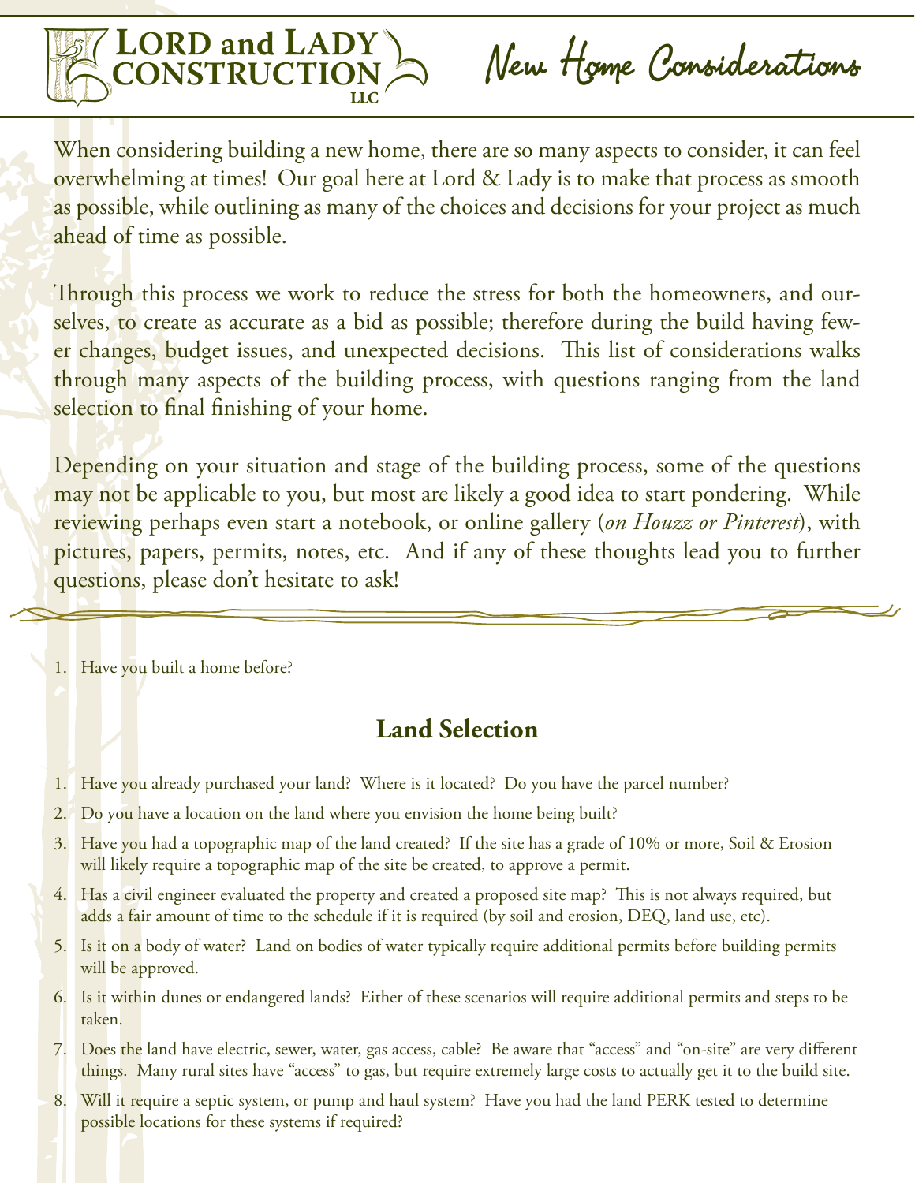# LORD and LADY CONSTRUCTION LLC

# New Home Considerations

When considering building a new home, there are so many aspects to consider, it can feel overwhelming at times! Our goal here at Lord & Lady is to make that process as smooth as possible, while outlining as many of the choices and decisions for your project as much ahead of time as possible.

Through this process we work to reduce the stress for both the homeowners, and ourselves, to create as accurate as a bid as possible; therefore during the build having fewer changes, budget issues, and unexpected decisions. This list of considerations walks through many aspects of the building process, with questions ranging from the land selection to final finishing of your home.

Depending on your situation and stage of the building process, some of the questions may not be applicable to you, but most are likely a good idea to start pondering. While reviewing perhaps even start a notebook, or online gallery (*on Houzz or Pinterest*), with pictures, papers, permits, notes, etc. And if any of these thoughts lead you to further questions, please don't hesitate to ask!

1. Have you built a home before?

## Land Selection

1. Have you already purchased your land? Where is it located? Do you have the parcel number?
2. Do you have a location on the land where you envision the home being built?
3. Have you had a topographic map of the land created? If the site has a grade of 10% or more, Soil & Erosion will likely require a topographic map of the site be created, to approve a permit.
4. Has a civil engineer evaluated the property and created a proposed site map? This is not always required, but adds a fair amount of time to the schedule if it is required (by soil and erosion, DEQ, land use, etc).
5. Is it on a body of water? Land on bodies of water typically require additional permits before building permits will be approved.
6. Is it within dunes or endangered lands? Either of these scenarios will require additional permits and steps to be taken.
7. Does the land have electric, sewer, water, gas access, cable? Be aware that "access" and "on-site" are very different things. Many rural sites have "access" to gas, but require extremely large costs to actually get it to the build site.
8. Will it require a septic system, or pump and haul system? Have you had the land PERK tested to determine possible locations for these systems if required?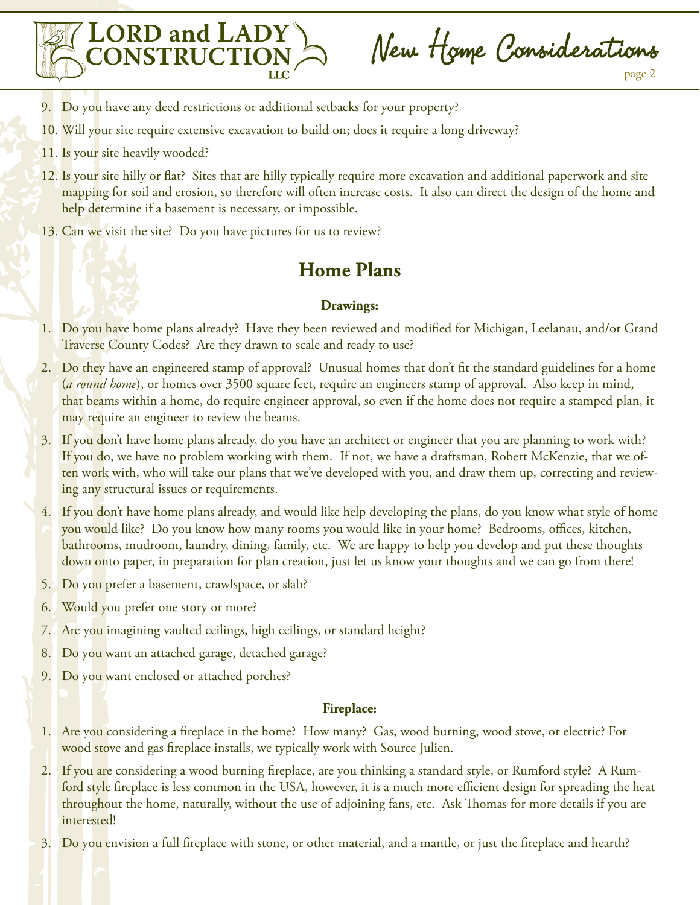9. Do you have any deed restrictions or additional setbacks for your property?
10. Will your site require extensive excavation to build on; does it require a long driveway?
11. Is your site heavily wooded?
12. Is your site hilly or flat? Sites that are hilly typically require more excavation and additional paperwork and site mapping for soil and erosion, so therefore will often increase costs. It also can direct the design of the home and help determine if a basement is necessary, or impossible.
13. Can we visit the site? Do you have pictures for us to review?

## Home Plans

### Drawings:

1. Do you have home plans already? Have they been reviewed and modified for Michigan, Leelanau, and/or Grand Traverse County Codes? Are they drawn to scale and ready to use?
2. Do they have an engineered stamp of approval? Unusual homes that don't fit the standard guidelines for a home (*a round home*), or homes over 3500 square feet, require an engineers stamp of approval. Also keep in mind, that beams within a home, do require engineer approval, so even if the home does not require a stamped plan, it may require an engineer to review the beams.
3. If you don't have home plans already, do you have an architect or engineer that you are planning to work with? If you do, we have no problem working with them. If not, we have a draftsman, Robert McKenzie, that we often work with, who will take our plans that we've developed with you, and draw them up, correcting and reviewing any structural issues or requirements.
4. If you don't have home plans already, and would like help developing the plans, do you know what style of home you would like? Do you know how many rooms you would like in your home? Bedrooms, offices, kitchen, bathrooms, mudroom, laundry, dining, family, etc. We are happy to help you develop and put these thoughts down onto paper, in preparation for plan creation, just let us know your thoughts and we can go from there!
5. Do you prefer a basement, crawlspace, or slab?
6. Would you prefer one story or more?
7. Are you imagining vaulted ceilings, high ceilings, or standard height?
8. Do you want an attached garage, detached garage?
9. Do you want enclosed or attached porches?

### Fireplace:

1. Are you considering a fireplace in the home? How many? Gas, wood burning, wood stove, or electric? For wood stove and gas fireplace installs, we typically work with Source Julien.
2. If you are considering a wood burning fireplace, are you thinking a standard style, or Rumford style? A Rumford style fireplace is less common in the USA, however, it is a much more efficient design for spreading the heat throughout the home, naturally, without the use of adjoining fans, etc. Ask Thomas for more details if you are interested!
3. Do you envision a full fireplace with stone, or other material, and a mantle, or just the fireplace and hearth?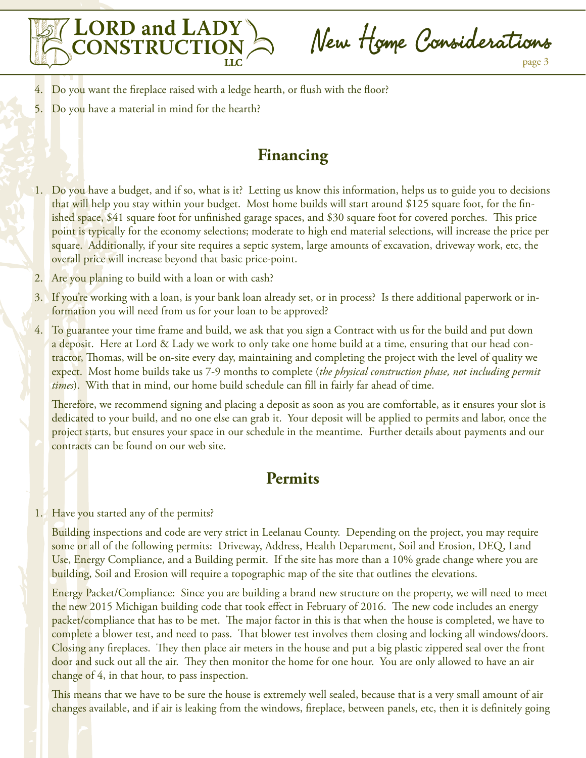4. Do you want the fireplace raised with a ledge hearth, or flush with the floor?
5. Do you have a material in mind for the hearth?

## Financing

1. Do you have a budget, and if so, what is it? Letting us know this information, helps us to guide you to decisions that will help you stay within your budget. Most home builds will start around $125 square foot, for the finished space, $41 square foot for unfinished garage spaces, and $30 square foot for covered porches. This price point is typically for the economy selections; moderate to high end material selections, will increase the price per square. Additionally, if your site requires a septic system, large amounts of excavation, driveway work, etc, the overall price will increase beyond that basic price-point.
2. Are you planing to build with a loan or with cash?
3. If you're working with a loan, is your bank loan already set, or in process? Is there additional paperwork or information you will need from us for your loan to be approved?
4. To guarantee your time frame and build, we ask that you sign a Contract with us for the build and put down a deposit. Here at Lord & Lady we work to only take one home build at a time, ensuring that our head contractor, Thomas, will be on-site every day, maintaining and completing the project with the level of quality we expect. Most home builds take us 7-9 months to complete (*the physical construction phase, not including permit times*). With that in mind, our home build schedule can fill in fairly far ahead of time.

   Therefore, we recommend signing and placing a deposit as soon as you are comfortable, as it ensures your slot is dedicated to your build, and no one else can grab it. Your deposit will be applied to permits and labor, once the project starts, but ensures your space in our schedule in the meantime. Further details about payments and our contracts can be found on our web site.

## Permits

1. Have you started any of the permits?

   Building inspections and code are very strict in Leelanau County. Depending on the project, you may require some or all of the following permits: Driveway, Address, Health Department, Soil and Erosion, DEQ, Land Use, Energy Compliance, and a Building permit. If the site has more than a 10% grade change where you are building, Soil and Erosion will require a topographic map of the site that outlines the elevations.

   Energy Packet/Compliance: Since you are building a brand new structure on the property, we will need to meet the new 2015 Michigan building code that took effect in February of 2016. The new code includes an energy packet/compliance that has to be met. The major factor in this is that when the house is completed, we have to complete a blower test, and need to pass. That blower test involves them closing and locking all windows/doors. Closing any fireplaces. They then place air meters in the house and put a big plastic zippered seal over the front door and suck out all the air. They then monitor the home for one hour. You are only allowed to have an air change of 4, in that hour, to pass inspection.

   This means that we have to be sure the house is extremely well sealed, because that is a very small amount of air changes available, and if air is leaking from the windows, fireplace, between panels, etc, then it is definitely going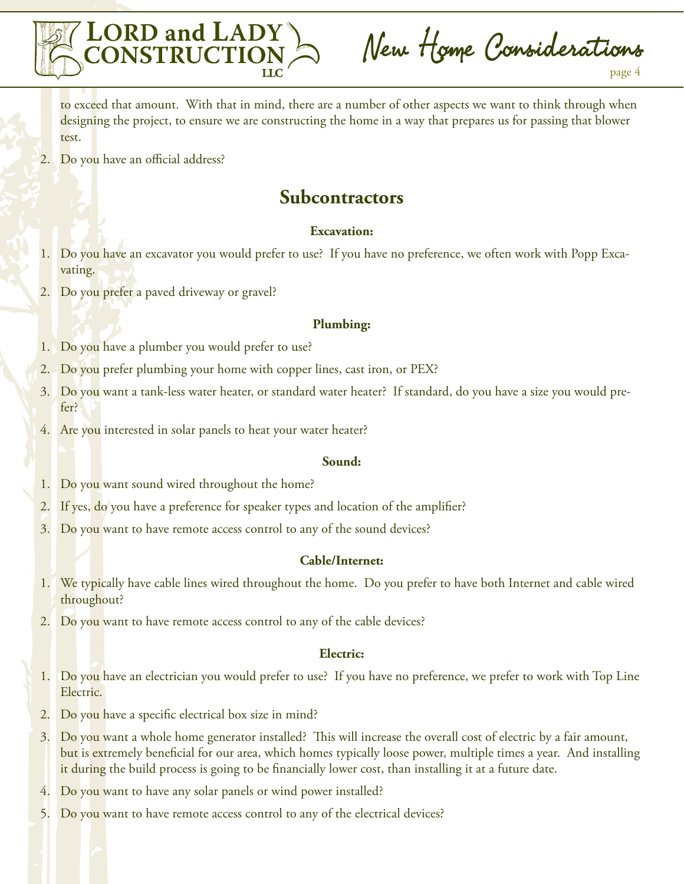to exceed that amount. With that in mind, there are a number of other aspects we want to think through when designing the project, to ensure we are constructing the home in a way that prepares us for passing that blower test.

2. Do you have an official address?

## Subcontractors

**Excavation:**

1. Do you have an excavator you would prefer to use? If you have no preference, we often work with Popp Excavating.
2. Do you prefer a paved driveway or gravel?

**Plumbing:**

1. Do you have a plumber you would prefer to use?
2. Do you prefer plumbing your home with copper lines, cast iron, or PEX?
3. Do you want a tank-less water heater, or standard water heater? If standard, do you have a size you would prefer?
4. Are you interested in solar panels to heat your water heater?

**Sound:**

1. Do you want sound wired throughout the home?
2. If yes, do you have a preference for speaker types and location of the amplifier?
3. Do you want to have remote access control to any of the sound devices?

**Cable/Internet:**

1. We typically have cable lines wired throughout the home. Do you prefer to have both Internet and cable wired throughout?
2. Do you want to have remote access control to any of the cable devices?

**Electric:**

1. Do you have an electrician you would prefer to use? If you have no preference, we prefer to work with Top Line Electric.
2. Do you have a specific electrical box size in mind?
3. Do you want a whole home generator installed? This will increase the overall cost of electric by a fair amount, but is extremely beneficial for our area, which homes typically loose power, multiple times a year. And installing it during the build process is going to be financially lower cost, than installing it at a future date.
4. Do you want to have any solar panels or wind power installed?
5. Do you want to have remote access control to any of the electrical devices?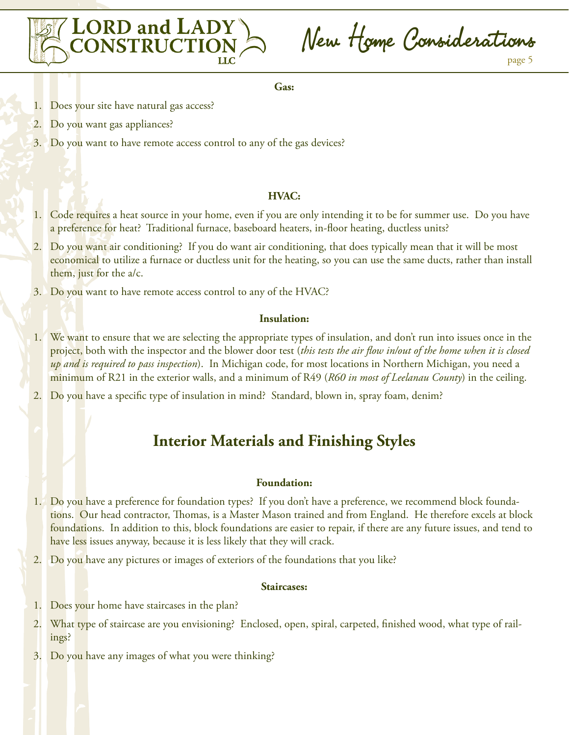**Gas:**

1. Does your site have natural gas access?
2. Do you want gas appliances?
3. Do you want to have remote access control to any of the gas devices?

**HVAC:**

1. Code requires a heat source in your home, even if you are only intending it to be for summer use. Do you have a preference for heat? Traditional furnace, baseboard heaters, in-floor heating, ductless units?
2. Do you want air conditioning? If you do want air conditioning, that does typically mean that it will be most economical to utilize a furnace or ductless unit for the heating, so you can use the same ducts, rather than install them, just for the a/c.
3. Do you want to have remote access control to any of the HVAC?

**Insulation:**

1. We want to ensure that we are selecting the appropriate types of insulation, and don't run into issues once in the project, both with the inspector and the blower door test (*this tests the air flow in/out of the home when it is closed up and is required to pass inspection*). In Michigan code, for most locations in Northern Michigan, you need a minimum of R21 in the exterior walls, and a minimum of R49 (*R60 in most of Leelanau County*) in the ceiling.
2. Do you have a specific type of insulation in mind? Standard, blown in, spray foam, denim?

## Interior Materials and Finishing Styles

**Foundation:**

1. Do you have a preference for foundation types? If you don't have a preference, we recommend block foundations. Our head contractor, Thomas, is a Master Mason trained and from England. He therefore excels at block foundations. In addition to this, block foundations are easier to repair, if there are any future issues, and tend to have less issues anyway, because it is less likely that they will crack.
2. Do you have any pictures or images of exteriors of the foundations that you like?

**Staircases:**

1. Does your home have staircases in the plan?
2. What type of staircase are you envisioning? Enclosed, open, spiral, carpeted, finished wood, what type of railings?
3. Do you have any images of what you were thinking?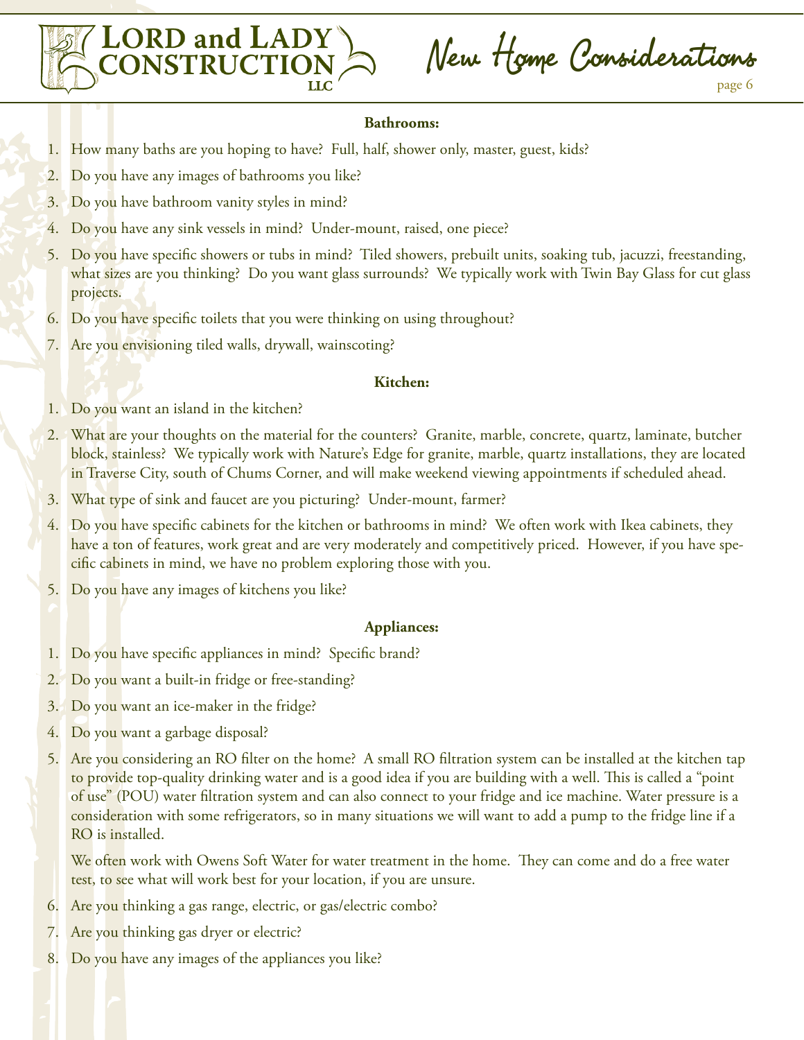### Bathrooms:

1. How many baths are you hoping to have? Full, half, shower only, master, guest, kids?
2. Do you have any images of bathrooms you like?
3. Do you have bathroom vanity styles in mind?
4. Do you have any sink vessels in mind? Under-mount, raised, one piece?
5. Do you have specific showers or tubs in mind? Tiled showers, prebuilt units, soaking tub, jacuzzi, freestanding, what sizes are you thinking? Do you want glass surrounds? We typically work with Twin Bay Glass for cut glass projects.
6. Do you have specific toilets that you were thinking on using throughout?
7. Are you envisioning tiled walls, drywall, wainscoting?

### Kitchen:

1. Do you want an island in the kitchen?
2. What are your thoughts on the material for the counters? Granite, marble, concrete, quartz, laminate, butcher block, stainless? We typically work with Nature's Edge for granite, marble, quartz installations, they are located in Traverse City, south of Chums Corner, and will make weekend viewing appointments if scheduled ahead.
3. What type of sink and faucet are you picturing? Under-mount, farmer?
4. Do you have specific cabinets for the kitchen or bathrooms in mind? We often work with Ikea cabinets, they have a ton of features, work great and are very moderately and competitively priced. However, if you have specific cabinets in mind, we have no problem exploring those with you.
5. Do you have any images of kitchens you like?

### Appliances:

1. Do you have specific appliances in mind? Specific brand?
2. Do you want a built-in fridge or free-standing?
3. Do you want an ice-maker in the fridge?
4. Do you want a garbage disposal?
5. Are you considering an RO filter on the home? A small RO filtration system can be installed at the kitchen tap to provide top-quality drinking water and is a good idea if you are building with a well. This is called a "point of use" (POU) water filtration system and can also connect to your fridge and ice machine. Water pressure is a consideration with some refrigerators, so in many situations we will want to add a pump to the fridge line if a RO is installed.

   We often work with Owens Soft Water for water treatment in the home. They can come and do a free water test, to see what will work best for your location, if you are unsure.
6. Are you thinking a gas range, electric, or gas/electric combo?
7. Are you thinking gas dryer or electric?
8. Do you have any images of the appliances you like?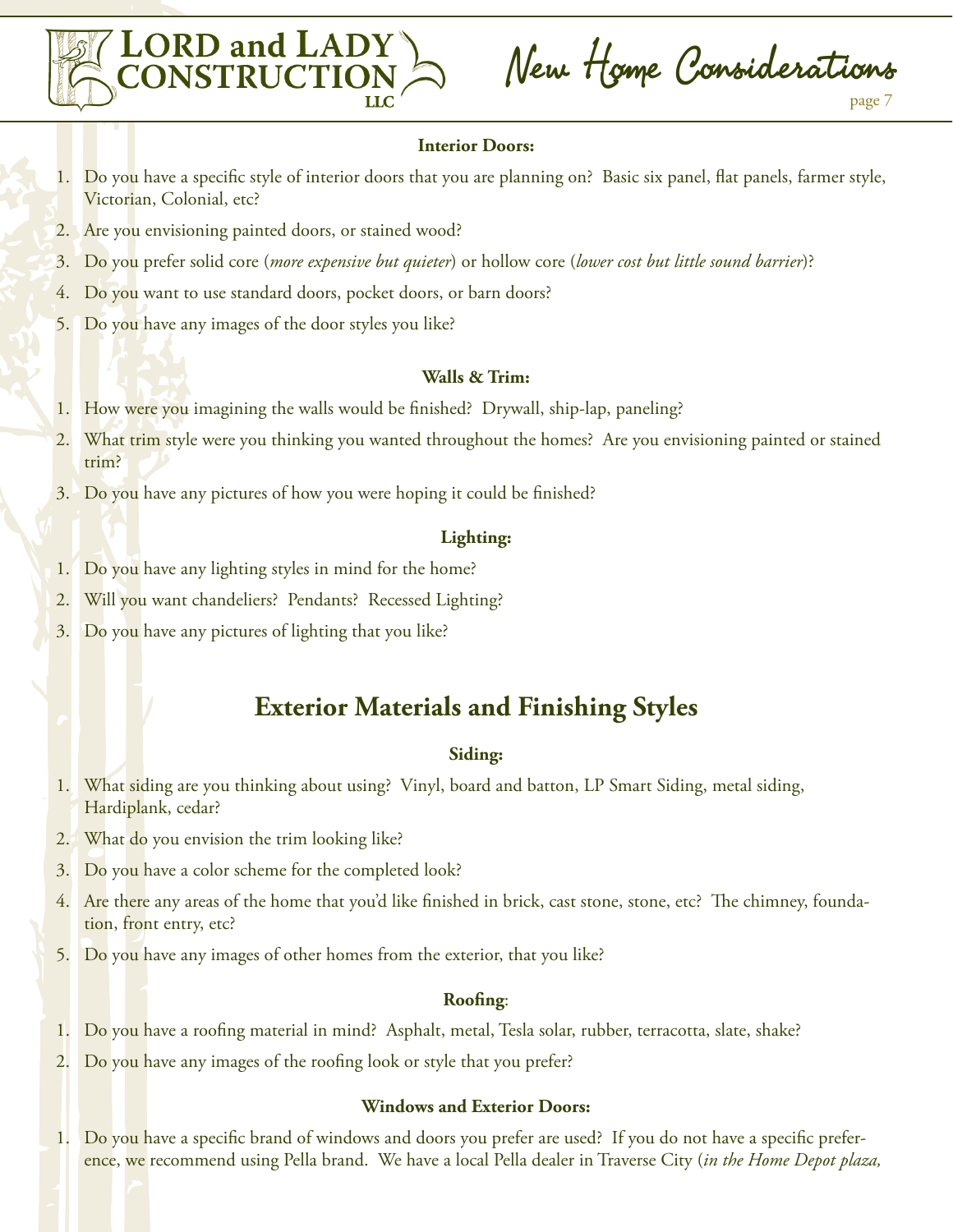**Interior Doors:**

1. Do you have a specific style of interior doors that you are planning on? Basic six panel, flat panels, farmer style, Victorian, Colonial, etc?
2. Are you envisioning painted doors, or stained wood?
3. Do you prefer solid core (*more expensive but quieter*) or hollow core (*lower cost but little sound barrier*)?
4. Do you want to use standard doors, pocket doors, or barn doors?
5. Do you have any images of the door styles you like?

**Walls & Trim:**

1. How were you imagining the walls would be finished? Drywall, ship-lap, paneling?
2. What trim style were you thinking you wanted throughout the homes? Are you envisioning painted or stained trim?
3. Do you have any pictures of how you were hoping it could be finished?

**Lighting:**

1. Do you have any lighting styles in mind for the home?
2. Will you want chandeliers? Pendants? Recessed Lighting?
3. Do you have any pictures of lighting that you like?

## Exterior Materials and Finishing Styles

**Siding:**

1. What siding are you thinking about using? Vinyl, board and batton, LP Smart Siding, metal siding, Hardiplank, cedar?
2. What do you envision the trim looking like?
3. Do you have a color scheme for the completed look?
4. Are there any areas of the home that you'd like finished in brick, cast stone, stone, etc? The chimney, foundation, front entry, etc?
5. Do you have any images of other homes from the exterior, that you like?

**Roofing**:

1. Do you have a roofing material in mind? Asphalt, metal, Tesla solar, rubber, terracotta, slate, shake?
2. Do you have any images of the roofing look or style that you prefer?

**Windows and Exterior Doors:**

1. Do you have a specific brand of windows and doors you prefer are used? If you do not have a specific preference, we recommend using Pella brand. We have a local Pella dealer in Traverse City (*in the Home Depot plaza,*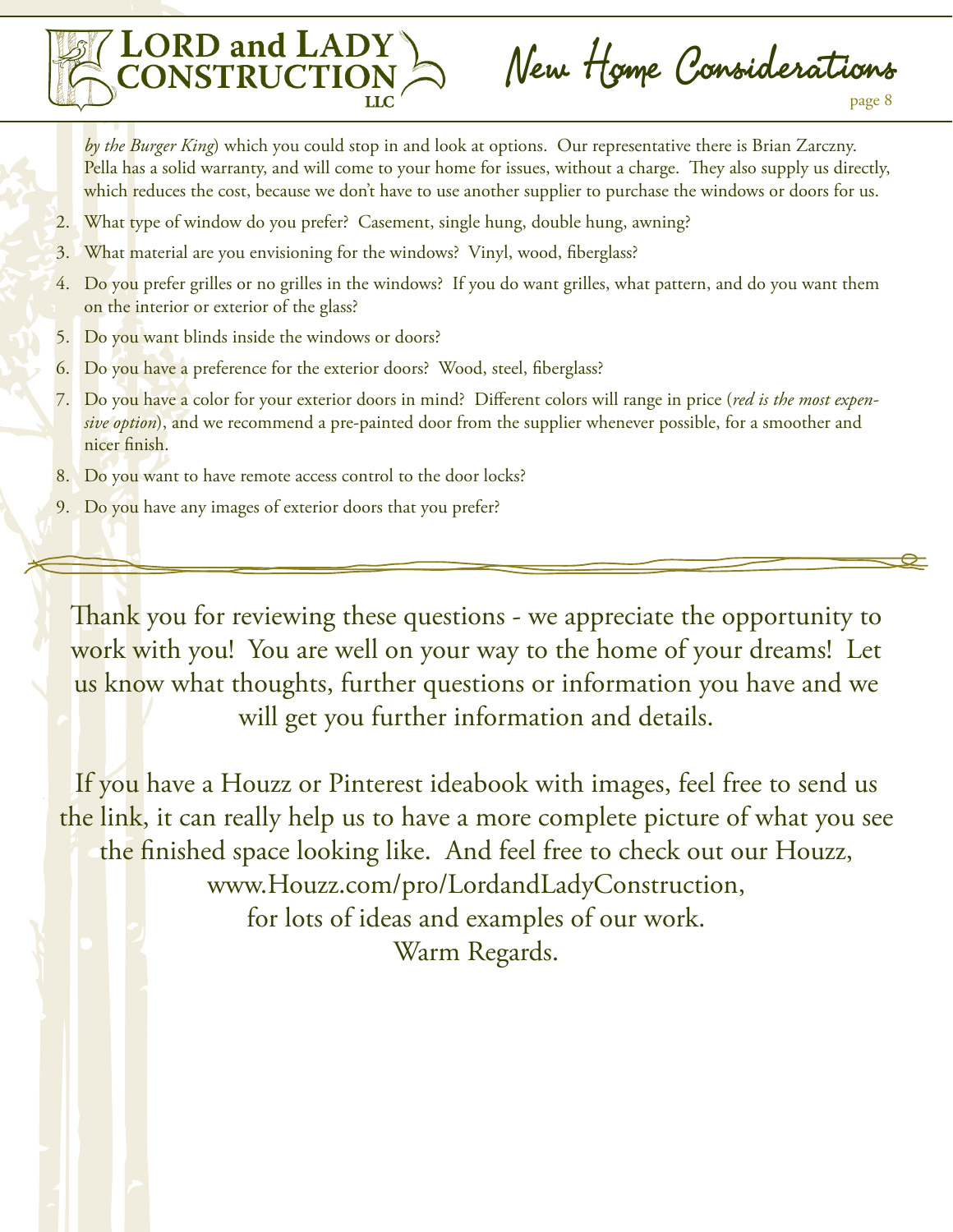*by the Burger King*) which you could stop in and look at options. Our representative there is Brian Zarczny. Pella has a solid warranty, and will come to your home for issues, without a charge. They also supply us directly, which reduces the cost, because we don't have to use another supplier to purchase the windows or doors for us.

2. What type of window do you prefer? Casement, single hung, double hung, awning?
3. What material are you envisioning for the windows? Vinyl, wood, fiberglass?
4. Do you prefer grilles or no grilles in the windows? If you do want grilles, what pattern, and do you want them on the interior or exterior of the glass?
5. Do you want blinds inside the windows or doors?
6. Do you have a preference for the exterior doors? Wood, steel, fiberglass?
7. Do you have a color for your exterior doors in mind? Different colors will range in price (*red is the most expensive option*), and we recommend a pre-painted door from the supplier whenever possible, for a smoother and nicer finish.
8. Do you want to have remote access control to the door locks?
9. Do you have any images of exterior doors that you prefer?

---

Thank you for reviewing these questions - we appreciate the opportunity to work with you! You are well on your way to the home of your dreams! Let us know what thoughts, further questions or information you have and we will get you further information and details.

If you have a Houzz or Pinterest ideabook with images, feel free to send us the link, it can really help us to have a more complete picture of what you see the finished space looking like. And feel free to check out our Houzz, www.Houzz.com/pro/LordandLadyConstruction, for lots of ideas and examples of our work.

Warm Regards.